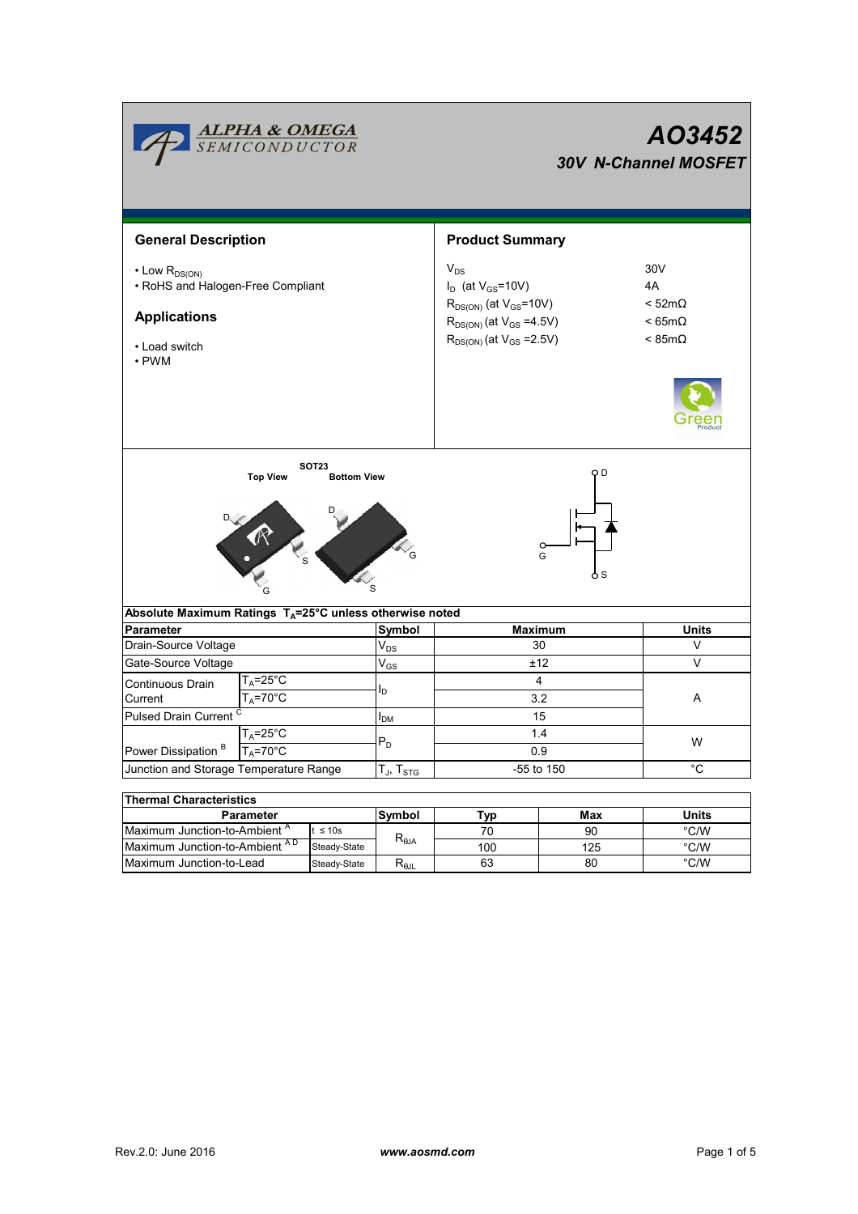# AO3452

## 30V N-Channel MOSFET

## General Description

- Low $R_{DS(ON)}$
- RoHS and Halogen-Free Compliant

## Applications

- Load switch
- PWM

## Product Summary

| | |
|---|---|
| $V_{DS}$ | 30V |
| $I_D$ (at $V_{GS}$=10V) | 4A |
| $R_{DS(ON)}$ (at $V_{GS}$=10V) | < 52mΩ |
| $R_{DS(ON)}$ (at $V_{GS}$ =4.5V) | < 65mΩ |
| $R_{DS(ON)}$ (at $V_{GS}$ =2.5V) | < 85mΩ |

SOT23

Top View    Bottom View

D    G    S

### Absolute Maximum Ratings $T_A$=25°C unless otherwise noted

| Parameter | | Symbol | Maximum | Units |
|---|---|---|---|---|
| Drain-Source Voltage | | $V_{DS}$ | 30 | V |
| Gate-Source Voltage | | $V_{GS}$ | ±12 | V |
| Continuous Drain Current | $T_A$=25°C | $I_D$ | 4 | A |
| | $T_A$=70°C | | 3.2 | |
| Pulsed Drain Current [C] | | $I_{DM}$ | 15 | |
| Power Dissipation [B] | $T_A$=25°C | $P_D$ | 1.4 | W |
| | $T_A$=70°C | | 0.9 | |
| Junction and Storage Temperature Range | | $T_J$, $T_{STG}$ | -55 to 150 | °C |

### Thermal Characteristics

| Parameter | | Symbol | Typ | Max | Units |
|---|---|---|---|---|---|
| Maximum Junction-to-Ambient [A] | t ≤ 10s | $R_{\theta JA}$ | 70 | 90 | °C/W |
| Maximum Junction-to-Ambient [A D] | Steady-State | | 100 | 125 | °C/W |
| Maximum Junction-to-Lead | Steady-State | $R_{\theta JL}$ | 63 | 80 | °C/W |

Rev.2.0: June 2016    www.aosmd.com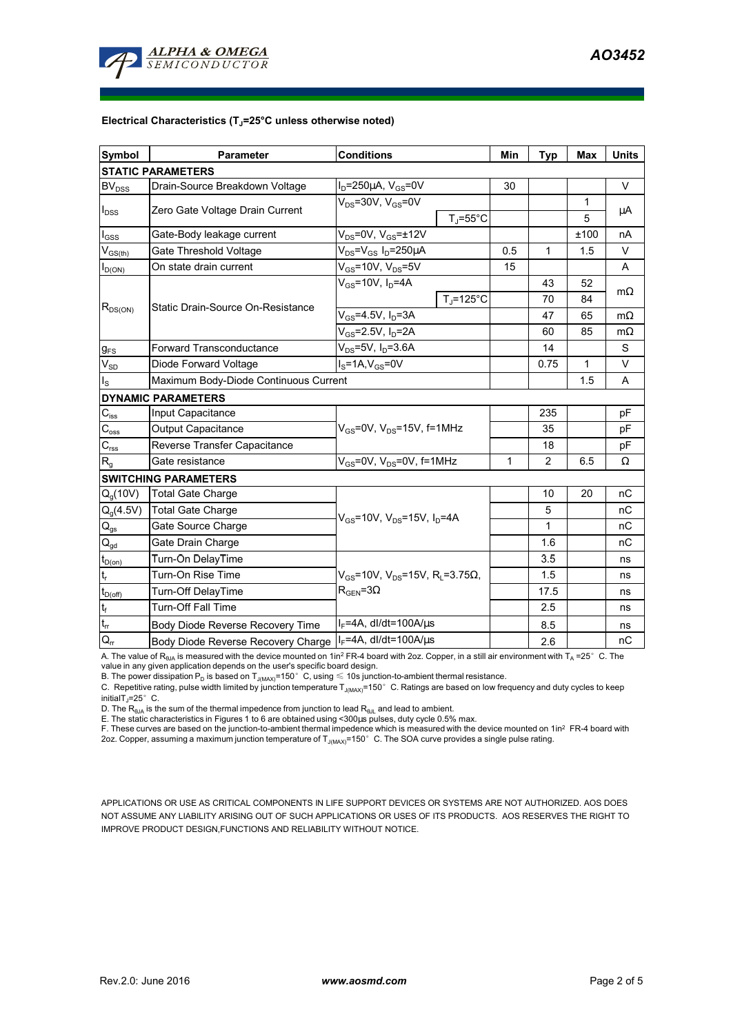**Electrical Characteristics ($T_J$=25°C unless otherwise noted)**

| Symbol | Parameter | Conditions | | Min | Typ | Max | Units |
|---|---|---|---|---|---|---|---|
| **STATIC PARAMETERS** | | | | | | | |
| $BV_{DSS}$ | Drain-Source Breakdown Voltage | $I_D$=250µA, $V_{GS}$=0V | | 30 | | | V |
| $I_{DSS}$ | Zero Gate Voltage Drain Current | $V_{DS}$=30V, $V_{GS}$=0V | | | | 1 | µA |
| | | | $T_J$=55°C | | | 5 | |
| $I_{GSS}$ | Gate-Body leakage current | $V_{DS}$=0V, $V_{GS}$=±12V | | | | ±100 | nA |
| $V_{GS(th)}$ | Gate Threshold Voltage | $V_{DS}$=$V_{GS}$ $I_D$=250µA | | 0.5 | 1 | 1.5 | V |
| $I_{D(ON)}$ | On state drain current | $V_{GS}$=10V, $V_{DS}$=5V | | 15 | | | A |
| $R_{DS(ON)}$ | Static Drain-Source On-Resistance | $V_{GS}$=10V, $I_D$=4A | | | 43 | 52 | mΩ |
| | | | $T_J$=125°C | | 70 | 84 | |
| | | $V_{GS}$=4.5V, $I_D$=3A | | | 47 | 65 | mΩ |
| | | $V_{GS}$=2.5V, $I_D$=2A | | | 60 | 85 | mΩ |
| $g_{FS}$ | Forward Transconductance | $V_{DS}$=5V, $I_D$=3.6A | | | 14 | | S |
| $V_{SD}$ | Diode Forward Voltage | $I_S$=1A,$V_{GS}$=0V | | | 0.75 | 1 | V |
| $I_S$ | Maximum Body-Diode Continuous Current | | | | | 1.5 | A |
| **DYNAMIC PARAMETERS** | | | | | | | |
| $C_{iss}$ | Input Capacitance | $V_{GS}$=0V, $V_{DS}$=15V, f=1MHz | | | 235 | | pF |
| $C_{oss}$ | Output Capacitance | | | | 35 | | pF |
| $C_{rss}$ | Reverse Transfer Capacitance | | | | 18 | | pF |
| $R_g$ | Gate resistance | $V_{GS}$=0V, $V_{DS}$=0V, f=1MHz | | 1 | 2 | 6.5 | Ω |
| **SWITCHING PARAMETERS** | | | | | | | |
| $Q_g$(10V) | Total Gate Charge | $V_{GS}$=10V, $V_{DS}$=15V, $I_D$=4A | | | 10 | 20 | nC |
| $Q_g$(4.5V) | Total Gate Charge | | | | 5 | | nC |
| $Q_{gs}$ | Gate Source Charge | | | | 1 | | nC |
| $Q_{gd}$ | Gate Drain Charge | | | | 1.6 | | nC |
| $t_{D(on)}$ | Turn-On DelayTime | $V_{GS}$=10V, $V_{DS}$=15V, $R_L$=3.75Ω, $R_{GEN}$=3Ω | | | 3.5 | | ns |
| $t_r$ | Turn-On Rise Time | | | | 1.5 | | ns |
| $t_{D(off)}$ | Turn-Off DelayTime | | | | 17.5 | | ns |
| $t_f$ | Turn-Off Fall Time | | | | 2.5 | | ns |
| $t_{rr}$ | Body Diode Reverse Recovery Time | $I_F$=4A, dI/dt=100A/µs | | | 8.5 | | ns |
| $Q_{rr}$ | Body Diode Reverse Recovery Charge | $I_F$=4A, dI/dt=100A/µs | | | 2.6 | | nC |

A. The value of $R_{\theta JA}$ is measured with the device mounted on 1in² FR-4 board with 2oz. Copper, in a still air environment with $T_A$ =25° C. The value in any given application depends on the user's specific board design.
B. The power dissipation $P_D$ is based on $T_{J(MAX)}$=150° C, using ≤ 10s junction-to-ambient thermal resistance.
C. Repetitive rating, pulse width limited by junction temperature $T_{J(MAX)}$=150° C. Ratings are based on low frequency and duty cycles to keep initial$T_J$=25° C.
D. The $R_{\theta JA}$ is the sum of the thermal impedence from junction to lead $R_{\theta JL}$ and lead to ambient.
E. The static characteristics in Figures 1 to 6 are obtained using <300µs pulses, duty cycle 0.5% max.
F. These curves are based on the junction-to-ambient thermal impedence which is measured with the device mounted on 1in² FR-4 board with 2oz. Copper, assuming a maximum junction temperature of $T_{J(MAX)}$=150° C. The SOA curve provides a single pulse rating.

APPLICATIONS OR USE AS CRITICAL COMPONENTS IN LIFE SUPPORT DEVICES OR SYSTEMS ARE NOT AUTHORIZED. AOS DOES NOT ASSUME ANY LIABILITY ARISING OUT OF SUCH APPLICATIONS OR USES OF ITS PRODUCTS. AOS RESERVES THE RIGHT TO IMPROVE PRODUCT DESIGN,FUNCTIONS AND RELIABILITY WITHOUT NOTICE.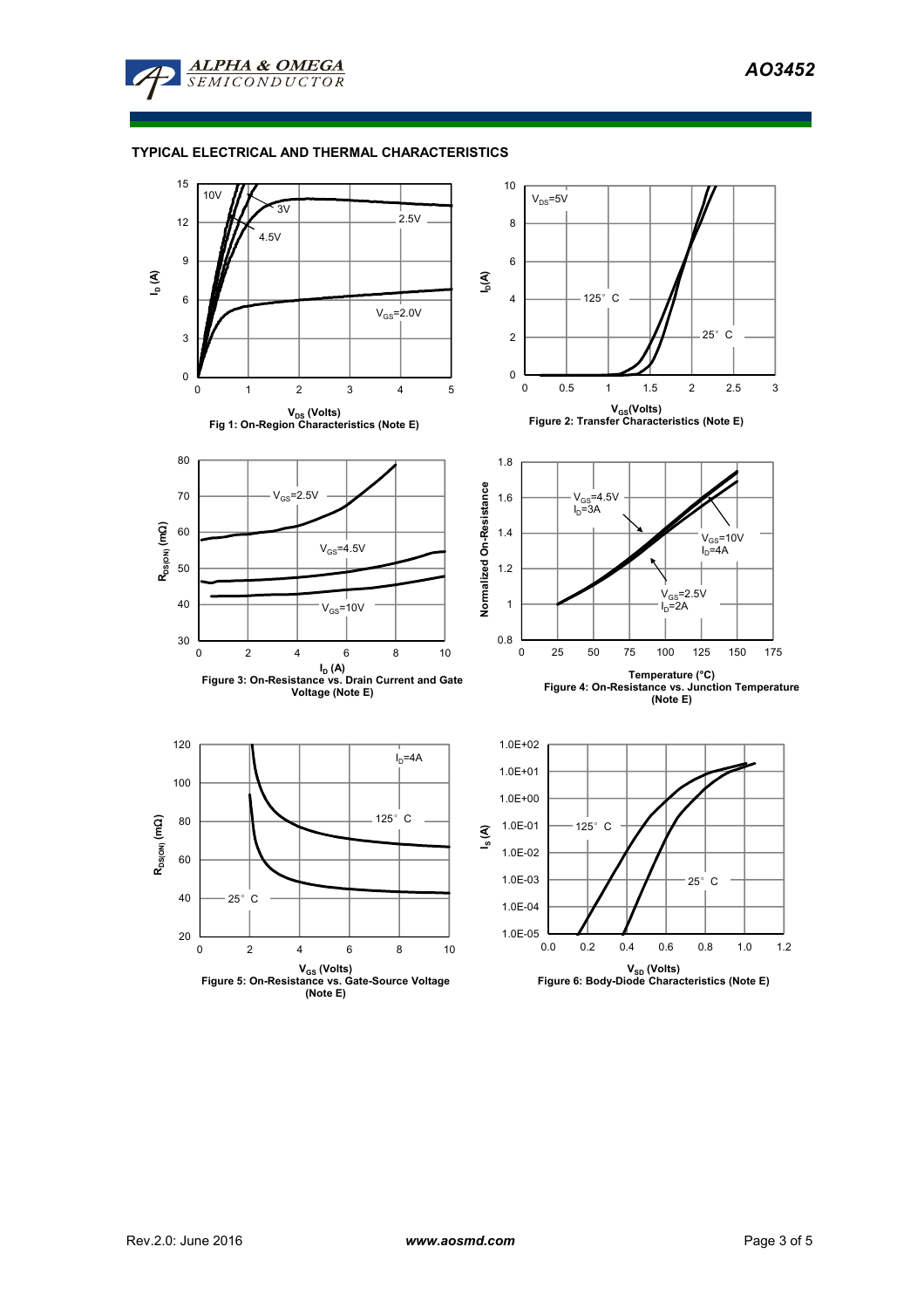## TYPICAL ELECTRICAL AND THERMAL CHARACTERISTICS

Fig 1: On-Region Characteristics (Note E)

Figure 2: Transfer Characteristics (Note E)

Figure 3: On-Resistance vs. Drain Current and Gate Voltage (Note E)

Figure 4: On-Resistance vs. Junction Temperature (Note E)

Figure 5: On-Resistance vs. Gate-Source Voltage (Note E)

Figure 6: Body-Diode Characteristics (Note E)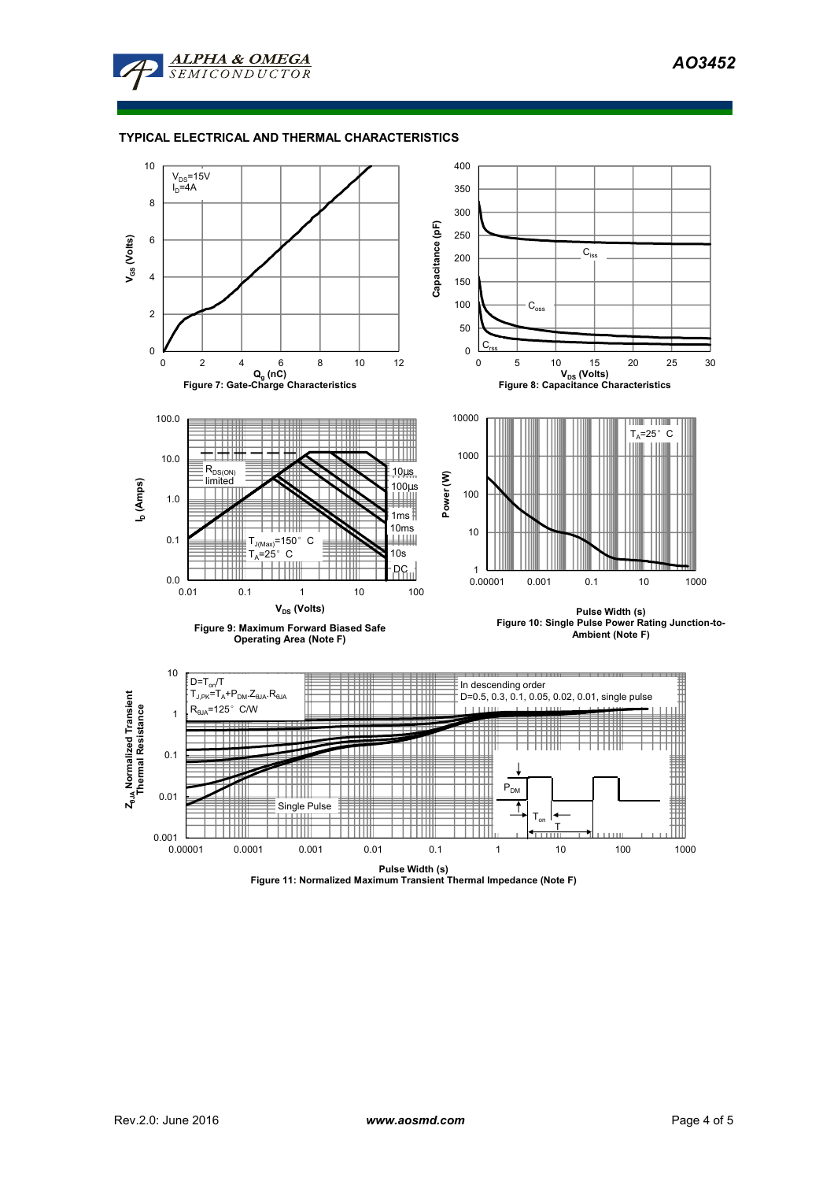## TYPICAL ELECTRICAL AND THERMAL CHARACTERISTICS

$V_{DS}$=15V
$I_D$=4A

Figure 7: Gate-Charge Characteristics

$C_{iss}$
$C_{oss}$
$C_{rss}$

Figure 8: Capacitance Characteristics

$R_{DS(ON)}$ limited
10µs
100µs
1ms
10ms
10s
DC
$T_{J(Max)}$=150° C
$T_A$=25° C

Figure 9: Maximum Forward Biased Safe Operating Area (Note F)

$T_A$=25° C

Figure 10: Single Pulse Power Rating Junction-to-Ambient (Note F)

$D=T_{on}/T$
$T_{J,PK}=T_A+P_{DM}.Z_{\theta JA}.R_{\theta JA}$
$R_{\theta JA}$=125° C/W

In descending order
D=0.5, 0.3, 0.1, 0.05, 0.02, 0.01, single pulse

Single Pulse

$P_{DM}$
$T_{on}$
T

Figure 11: Normalized Maximum Transient Thermal Impedance (Note F)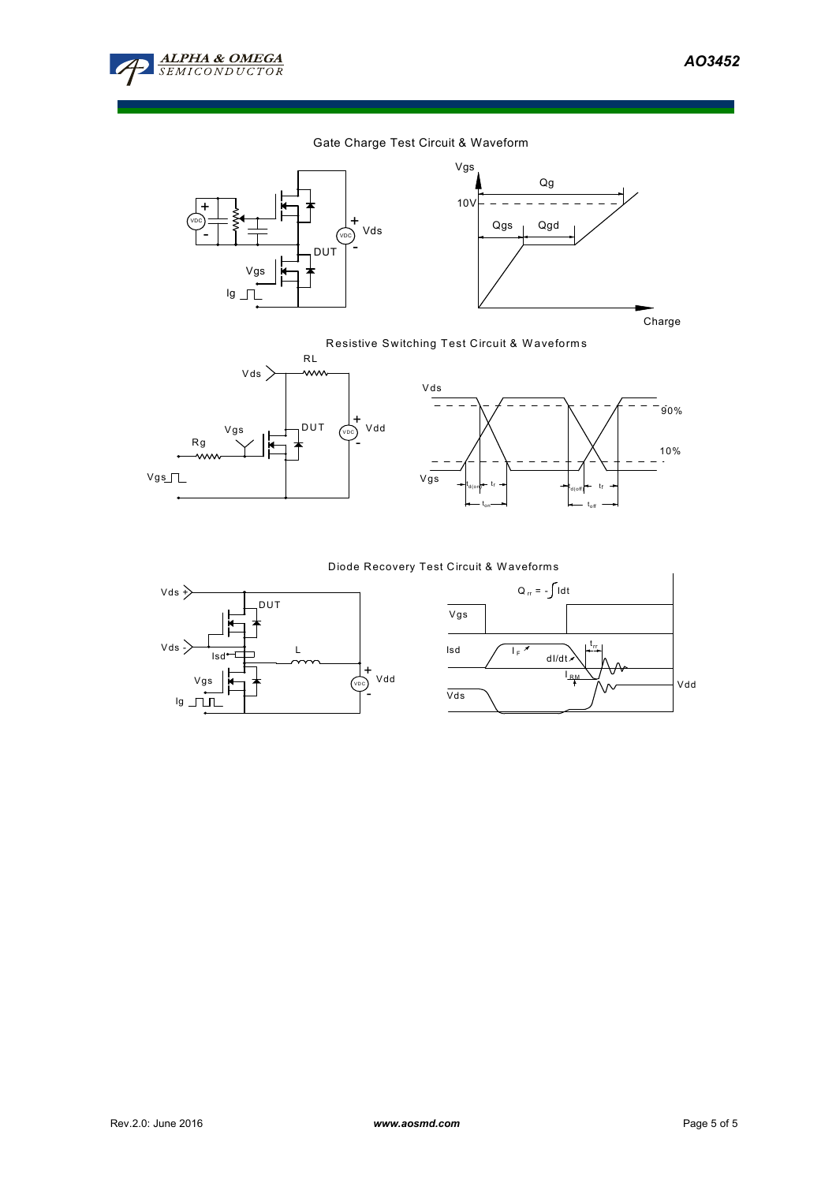## Gate Charge Test Circuit & Waveform

VDC
\+
\-
Vgs
Ig
DUT
\+
Vds
\-
VDC

Vgs
10V
Qg
Qgs
Qgd
Charge

## Resistive Switching Test Circuit & Waveforms

Vds
RL
Vgs
Rg
Vgs
DUT
\+
Vdd
\-
VDC

Vds
90%
10%
Vgs
$t_{d(on)}$
$t_r$
$t_{on}$
$t_{d(off)}$
$t_f$
$t_{off}$

## Diode Recovery Test Circuit & Waveforms

Vds +
Vds -
DUT
Isd
L
Vgs
Ig
\+
Vdd
\-
VDC

$Q_{rr} = -\int Idt$
Vgs
Isd
$I_F$
dI/dt
$t_{rr}$
$I_{RM}$
Vds
Vdd